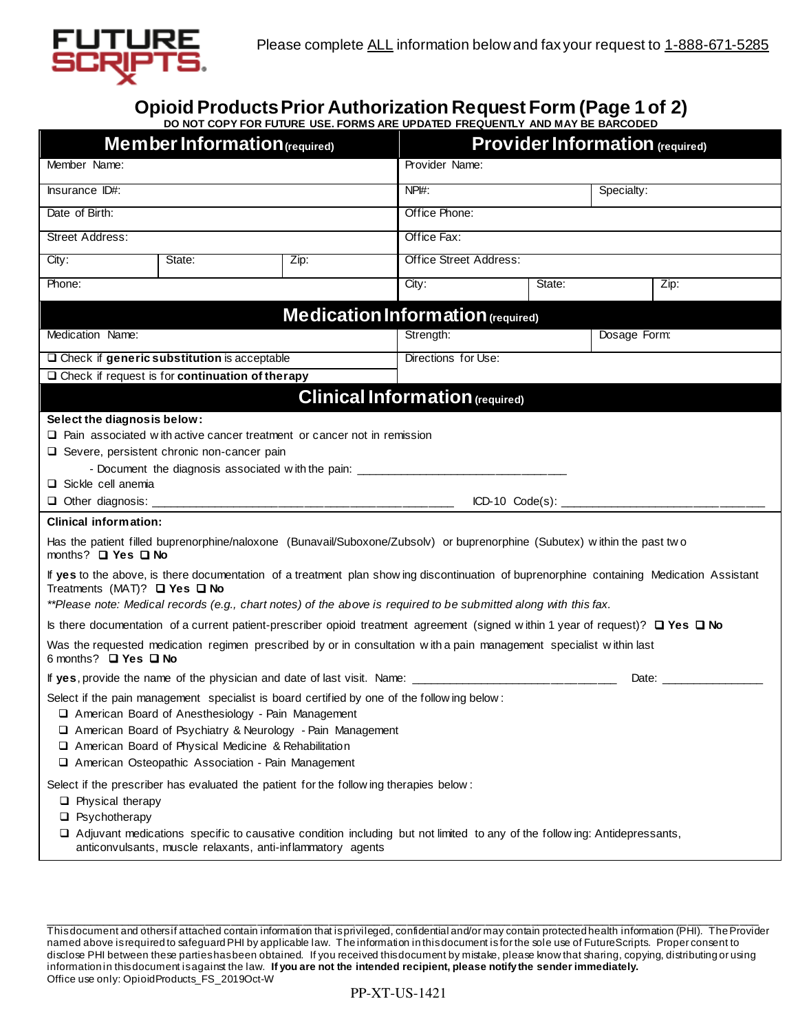FUTURE SCRIPTS

Please complete ALL information below and fax your request to 1-888-671-5285

# Opioid Products Prior Authorization Request Form (Page 1 of 2)

**DO NOT COPY FOR FUTURE USE. FORMS ARE UPDATED FREQUENTLY AND MAY BE BARCODED**

| Member Information (required) | | | Provider Information (required) | | |
|---|---|---|---|---|---|
| Member Name: | | | Provider Name: | | |
| Insurance ID#: | | | NPI#: | | Specialty: |
| Date of Birth: | | | Office Phone: | | |
| Street Address: | | | Office Fax: | | |
| City: | State: | Zip: | Office Street Address: | | |
| Phone: | | | City: | State: | Zip: |

## Medication Information (required)

| | | |
|---|---|---|
| Medication Name: | Strength: | Dosage Form: |
| ❑ Check if **generic substitution** is acceptable | Directions for Use: | |
| ❑ Check if request is for **continuation of therapy** | | |

## Clinical Information (required)

**Select the diagnosis below:**

- ❑ Pain associated with active cancer treatment or cancer not in remission
- ❑ Severe, persistent chronic non-cancer pain
  - Document the diagnosis associated with the pain: _______________________________
- ❑ Sickle cell anemia
- ❑ Other diagnosis: ____________________________________________ ICD-10 Code(s): ______________________________

**Clinical information:**

Has the patient filled buprenorphine/naloxone (Bunavail/Suboxone/Zubsolv) or buprenorphine (Subutex) within the past two months? ❑ **Yes** ❑ **No**

If **yes** to the above, is there documentation of a treatment plan showing discontinuation of buprenorphine containing Medication Assistant Treatments (MAT)? ❑ **Yes** ❑ **No**

*\*\*Please note: Medical records (e.g., chart notes) of the above is required to be submitted along with this fax.*

Is there documentation of a current patient-prescriber opioid treatment agreement (signed within 1 year of request)? ❑ **Yes** ❑ **No**

Was the requested medication regimen prescribed by or in consultation with a pain management specialist within last 6 months? ❑ **Yes** ❑ **No**

If **yes**, provide the name of the physician and date of last visit. Name: ______________________________ Date: _______________

Select if the pain management specialist is board certified by one of the following below:

- ❑ American Board of Anesthesiology - Pain Management
- ❑ American Board of Psychiatry & Neurology - Pain Management
- ❑ American Board of Physical Medicine & Rehabilitation
- ❑ American Osteopathic Association - Pain Management

Select if the prescriber has evaluated the patient for the following therapies below:

- ❑ Physical therapy
- ❑ Psychotherapy
- ❑ Adjuvant medications specific to causative condition including but not limited to any of the following: Antidepressants, anticonvulsants, muscle relaxants, anti-inflammatory agents

This document and others if attached contain information that is privileged, confidential and/or may contain protected health information (PHI). The Provider named above is required to safeguard PHI by applicable law. The information in this document is for the sole use of FutureScripts. Proper consent to disclose PHI between these parties has been obtained. If you received this document by mistake, please know that sharing, copying, distributing or using information in this document is against the law. **If you are not the intended recipient, please notify the sender immediately.**

Office use only: OpioidProducts_FS_2019Oct-W

PP-XT-US-1421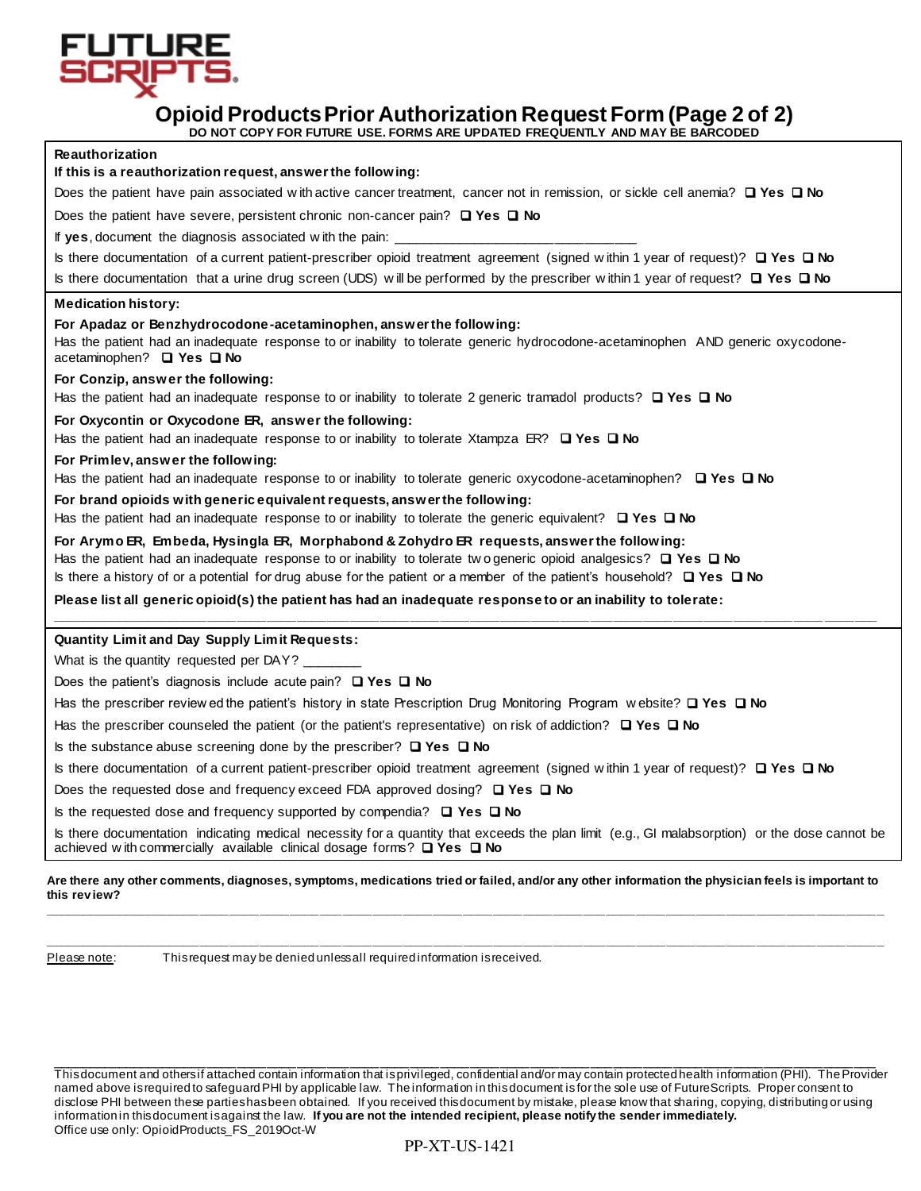FUTURE SCRIPTS

# Opioid Products Prior Authorization Request Form (Page 2 of 2)

**DO NOT COPY FOR FUTURE USE. FORMS ARE UPDATED FREQUENTLY AND MAY BE BARCODED**

**Reauthorization**

**If this is a reauthorization request, answer the following:**

Does the patient have pain associated with active cancer treatment, cancer not in remission, or sickle cell anemia? ❑ **Yes** ❑ **No**

Does the patient have severe, persistent chronic non-cancer pain? ❑ **Yes** ❑ **No**

If **yes**, document the diagnosis associated with the pain: ______________________________

Is there documentation of a current patient-prescriber opioid treatment agreement (signed within 1 year of request)? ❑ **Yes** ❑ **No**

Is there documentation that a urine drug screen (UDS) will be performed by the prescriber within 1 year of request? ❑ **Yes** ❑ **No**

**Medication history:**

**For Apadaz or Benzhydrocodone-acetaminophen, answer the following:**
Has the patient had an inadequate response to or inability to tolerate generic hydrocodone-acetaminophen AND generic oxycodone-acetaminophen? ❑ **Yes** ❑ **No**

**For Conzip, answer the following:**
Has the patient had an inadequate response to or inability to tolerate 2 generic tramadol products? ❑ **Yes** ❑ **No**

**For Oxycontin or Oxycodone ER, answer the following:**
Has the patient had an inadequate response to or inability to tolerate Xtampza ER? ❑ **Yes** ❑ **No**

**For Primlev, answer the following:**
Has the patient had an inadequate response to or inability to tolerate generic oxycodone-acetaminophen? ❑ **Yes** ❑ **No**

**For brand opioids with generic equivalent requests, answer the following:**
Has the patient had an inadequate response to or inability to tolerate the generic equivalent? ❑ **Yes** ❑ **No**

**For Arymo ER, Embeda, Hysingla ER, Morphabond & Zohydro ER requests, answer the following:**
Has the patient had an inadequate response to or inability to tolerate two generic opioid analgesics? ❑ **Yes** ❑ **No**
Is there a history of or a potential for drug abuse for the patient or a member of the patient's household? ❑ **Yes** ❑ **No**

**Please list all generic opioid(s) the patient has had an inadequate response to or an inability to tolerate:**

______________________________________________________________________________

**Quantity Limit and Day Supply Limit Requests:**

What is the quantity requested per DAY? ________

Does the patient's diagnosis include acute pain? ❑ **Yes** ❑ **No**

Has the prescriber reviewed the patient's history in state Prescription Drug Monitoring Program website? ❑ **Yes** ❑ **No**

Has the prescriber counseled the patient (or the patient's representative) on risk of addiction? ❑ **Yes** ❑ **No**

Is the substance abuse screening done by the prescriber? ❑ **Yes** ❑ **No**

Is there documentation of a current patient-prescriber opioid treatment agreement (signed within 1 year of request)? ❑ **Yes** ❑ **No**

Does the requested dose and frequency exceed FDA approved dosing? ❑ **Yes** ❑ **No**

Is the requested dose and frequency supported by compendia? ❑ **Yes** ❑ **No**

Is there documentation indicating medical necessity for a quantity that exceeds the plan limit (e.g., GI malabsorption) or the dose cannot be achieved with commercially available clinical dosage forms? ❑ **Yes** ❑ **No**

**Are there any other comments, diagnoses, symptoms, medications tried or failed, and/or any other information the physician feels is important to this review?**

______________________________________________________________________________

______________________________________________________________________________

Please note: This request may be denied unless all required information is received.

This document and others if attached contain information that is privileged, confidential and/or may contain protected health information (PHI). The Provider named above is required to safeguard PHI by applicable law. The information in this document is for the sole use of FutureScripts. Proper consent to disclose PHI between these parties has been obtained. If you received this document by mistake, please know that sharing, copying, distributing or using information in this document is against the law. **If you are not the intended recipient, please notify the sender immediately.**
Office use only: OpioidProducts_FS_2019Oct-W

PP-XT-US-1421